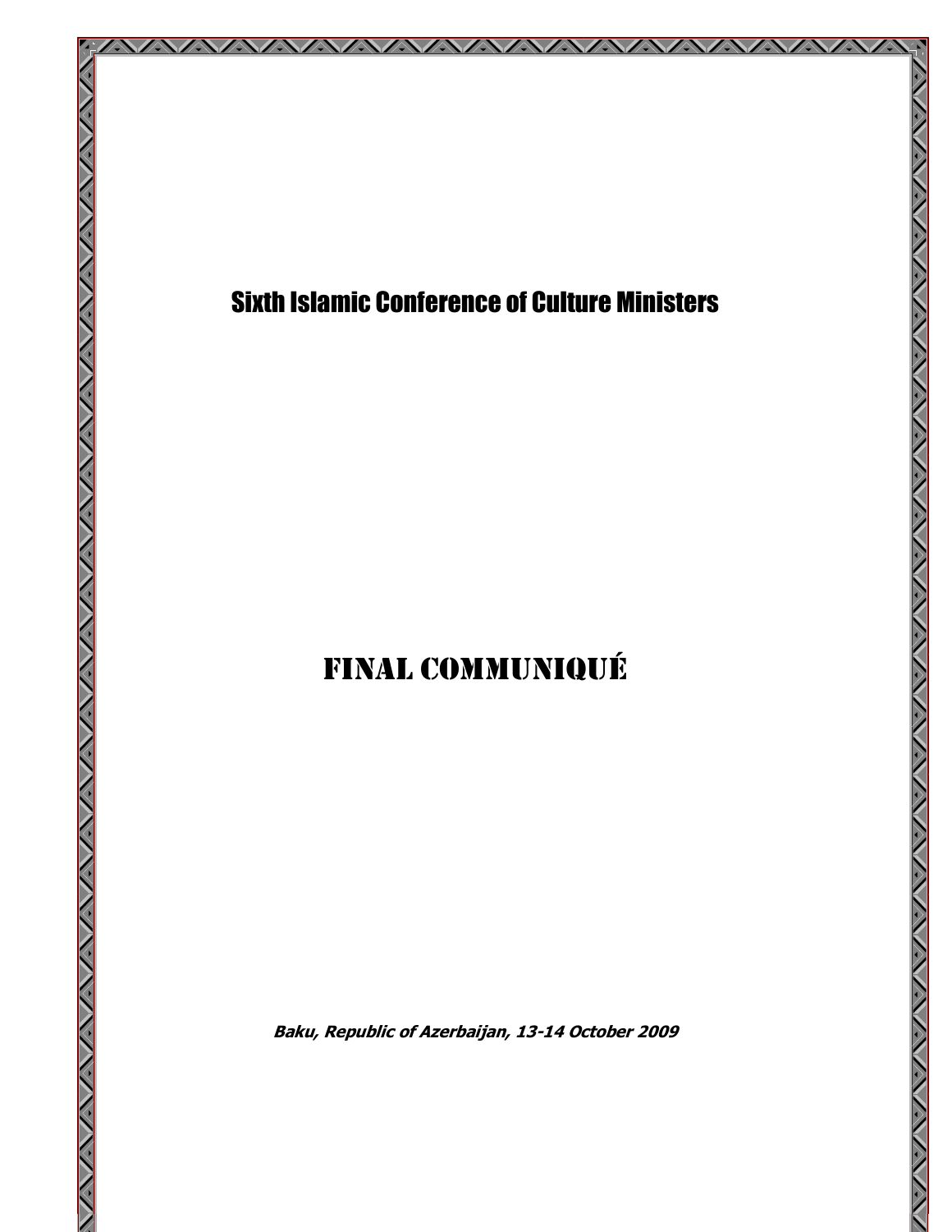# Sixth Islamic Conference of Culture Ministers

# FINAL COMMUNIQUÉ

***Baku, Republic of Azerbaijan, 13-14 October 2009***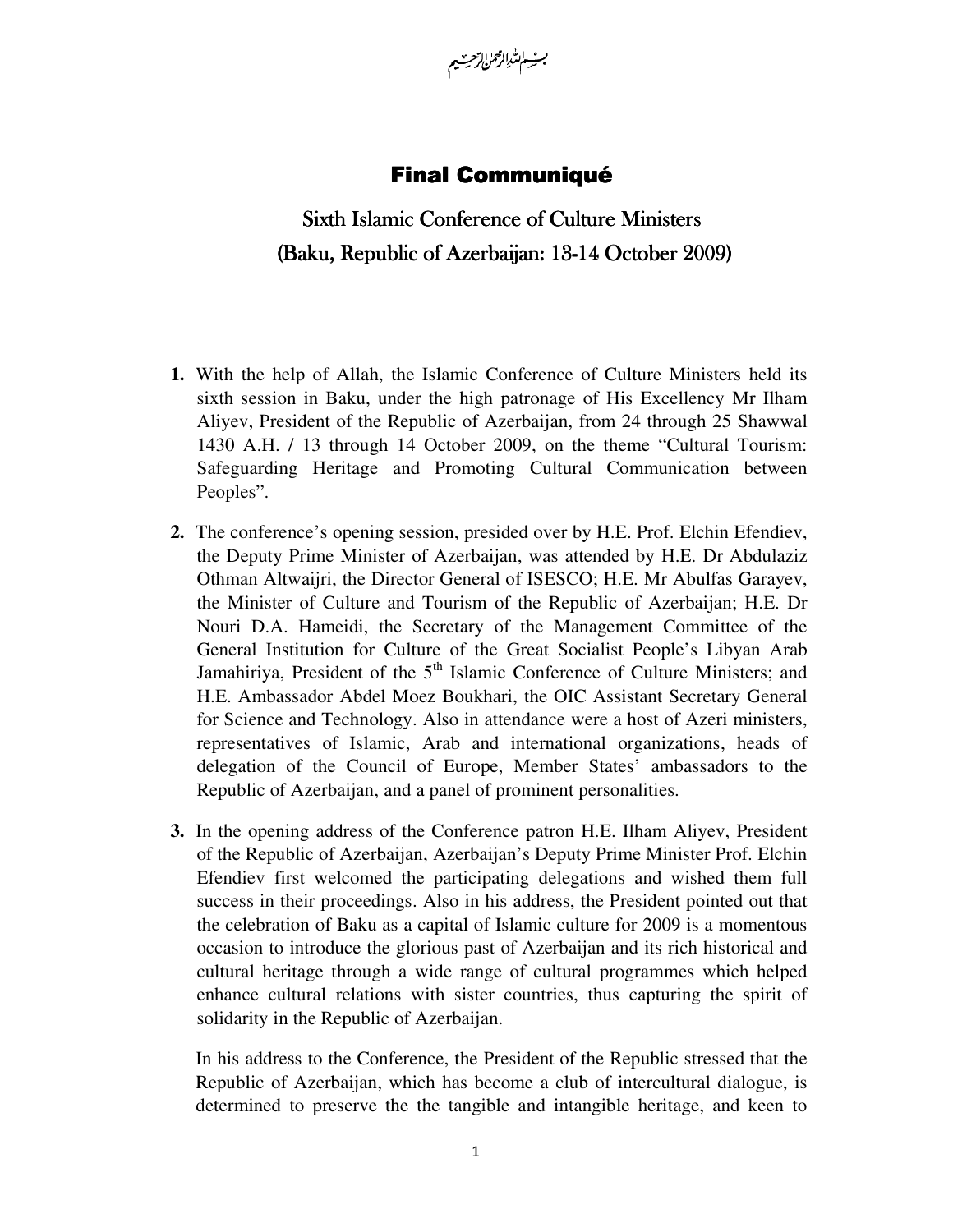بسم الله الرحمن الرحيم

# Final Communiqué

## Sixth Islamic Conference of Culture Ministers
## (Baku, Republic of Azerbaijan: 13-14 October 2009)

1. With the help of Allah, the Islamic Conference of Culture Ministers held its sixth session in Baku, under the high patronage of His Excellency Mr Ilham Aliyev, President of the Republic of Azerbaijan, from 24 through 25 Shawwal 1430 A.H. / 13 through 14 October 2009, on the theme "Cultural Tourism: Safeguarding Heritage and Promoting Cultural Communication between Peoples".

2. The conference's opening session, presided over by H.E. Prof. Elchin Efendiev, the Deputy Prime Minister of Azerbaijan, was attended by H.E. Dr Abdulaziz Othman Altwaijri, the Director General of ISESCO; H.E. Mr Abulfas Garayev, the Minister of Culture and Tourism of the Republic of Azerbaijan; H.E. Dr Nouri D.A. Hameidi, the Secretary of the Management Committee of the General Institution for Culture of the Great Socialist People's Libyan Arab Jamahiriya, President of the 5th Islamic Conference of Culture Ministers; and H.E. Ambassador Abdel Moez Boukhari, the OIC Assistant Secretary General for Science and Technology. Also in attendance were a host of Azeri ministers, representatives of Islamic, Arab and international organizations, heads of delegation of the Council of Europe, Member States' ambassadors to the Republic of Azerbaijan, and a panel of prominent personalities.

3. In the opening address of the Conference patron H.E. Ilham Aliyev, President of the Republic of Azerbaijan, Azerbaijan's Deputy Prime Minister Prof. Elchin Efendiev first welcomed the participating delegations and wished them full success in their proceedings. Also in his address, the President pointed out that the celebration of Baku as a capital of Islamic culture for 2009 is a momentous occasion to introduce the glorious past of Azerbaijan and its rich historical and cultural heritage through a wide range of cultural programmes which helped enhance cultural relations with sister countries, thus capturing the spirit of solidarity in the Republic of Azerbaijan.

   In his address to the Conference, the President of the Republic stressed that the Republic of Azerbaijan, which has become a club of intercultural dialogue, is determined to preserve the the tangible and intangible heritage, and keen to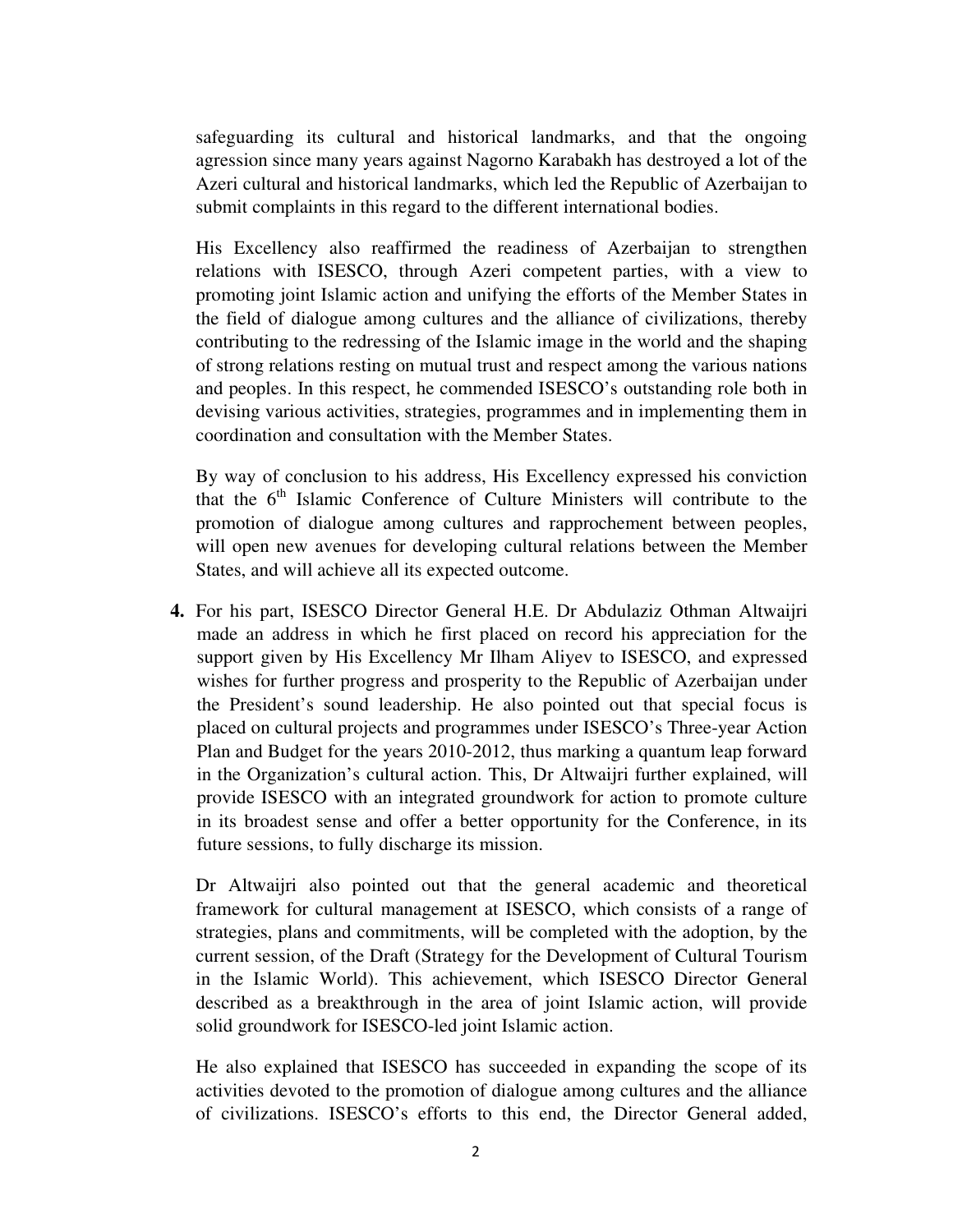safeguarding its cultural and historical landmarks, and that the ongoing agression since many years against Nagorno Karabakh has destroyed a lot of the Azeri cultural and historical landmarks, which led the Republic of Azerbaijan to submit complaints in this regard to the different international bodies.

His Excellency also reaffirmed the readiness of Azerbaijan to strengthen relations with ISESCO, through Azeri competent parties, with a view to promoting joint Islamic action and unifying the efforts of the Member States in the field of dialogue among cultures and the alliance of civilizations, thereby contributing to the redressing of the Islamic image in the world and the shaping of strong relations resting on mutual trust and respect among the various nations and peoples. In this respect, he commended ISESCO's outstanding role both in devising various activities, strategies, programmes and in implementing them in coordination and consultation with the Member States.

By way of conclusion to his address, His Excellency expressed his conviction that the 6th Islamic Conference of Culture Ministers will contribute to the promotion of dialogue among cultures and rapprochement between peoples, will open new avenues for developing cultural relations between the Member States, and will achieve all its expected outcome.

**4.** For his part, ISESCO Director General H.E. Dr Abdulaziz Othman Altwaijri made an address in which he first placed on record his appreciation for the support given by His Excellency Mr Ilham Aliyev to ISESCO, and expressed wishes for further progress and prosperity to the Republic of Azerbaijan under the President's sound leadership. He also pointed out that special focus is placed on cultural projects and programmes under ISESCO's Three-year Action Plan and Budget for the years 2010-2012, thus marking a quantum leap forward in the Organization's cultural action. This, Dr Altwaijri further explained, will provide ISESCO with an integrated groundwork for action to promote culture in its broadest sense and offer a better opportunity for the Conference, in its future sessions, to fully discharge its mission.

Dr Altwaijri also pointed out that the general academic and theoretical framework for cultural management at ISESCO, which consists of a range of strategies, plans and commitments, will be completed with the adoption, by the current session, of the Draft (Strategy for the Development of Cultural Tourism in the Islamic World). This achievement, which ISESCO Director General described as a breakthrough in the area of joint Islamic action, will provide solid groundwork for ISESCO-led joint Islamic action.

He also explained that ISESCO has succeeded in expanding the scope of its activities devoted to the promotion of dialogue among cultures and the alliance of civilizations. ISESCO's efforts to this end, the Director General added,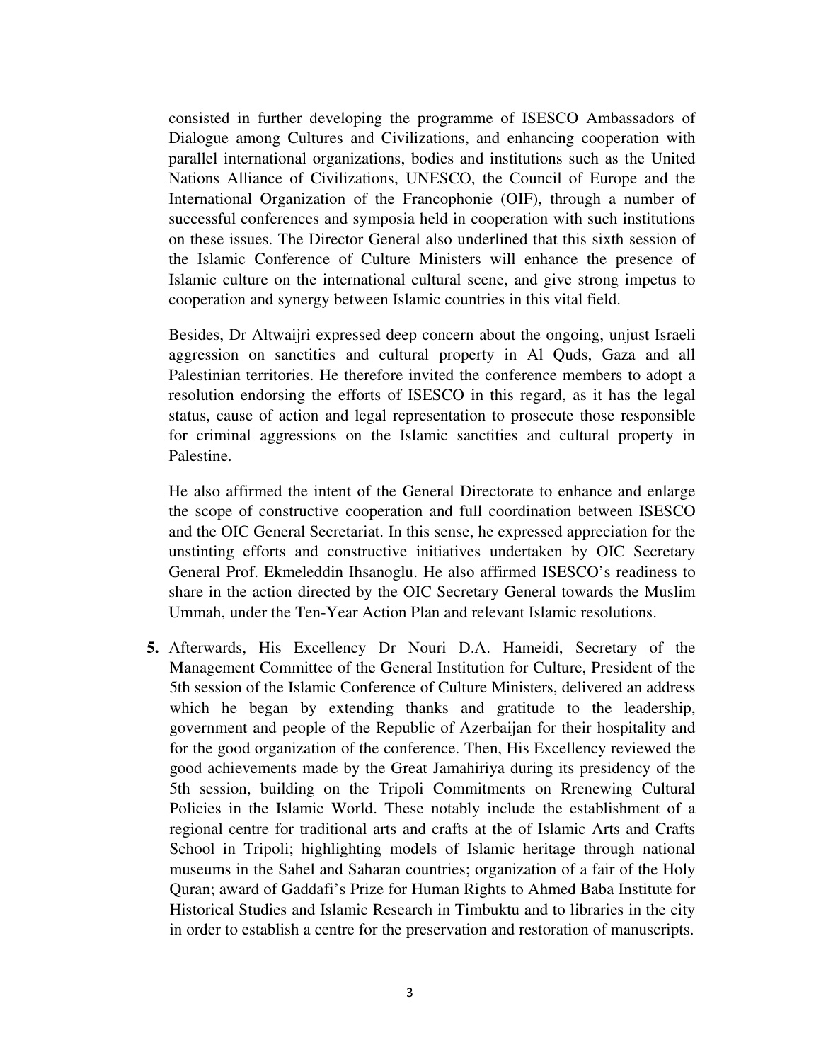consisted in further developing the programme of ISESCO Ambassadors of Dialogue among Cultures and Civilizations, and enhancing cooperation with parallel international organizations, bodies and institutions such as the United Nations Alliance of Civilizations, UNESCO, the Council of Europe and the International Organization of the Francophonie (OIF), through a number of successful conferences and symposia held in cooperation with such institutions on these issues. The Director General also underlined that this sixth session of the Islamic Conference of Culture Ministers will enhance the presence of Islamic culture on the international cultural scene, and give strong impetus to cooperation and synergy between Islamic countries in this vital field.

Besides, Dr Altwaijri expressed deep concern about the ongoing, unjust Israeli aggression on sanctities and cultural property in Al Quds, Gaza and all Palestinian territories. He therefore invited the conference members to adopt a resolution endorsing the efforts of ISESCO in this regard, as it has the legal status, cause of action and legal representation to prosecute those responsible for criminal aggressions on the Islamic sanctities and cultural property in Palestine.

He also affirmed the intent of the General Directorate to enhance and enlarge the scope of constructive cooperation and full coordination between ISESCO and the OIC General Secretariat. In this sense, he expressed appreciation for the unstinting efforts and constructive initiatives undertaken by OIC Secretary General Prof. Ekmeleddin Ihsanoglu. He also affirmed ISESCO's readiness to share in the action directed by the OIC Secretary General towards the Muslim Ummah, under the Ten-Year Action Plan and relevant Islamic resolutions.

**5.** Afterwards, His Excellency Dr Nouri D.A. Hameidi, Secretary of the Management Committee of the General Institution for Culture, President of the 5th session of the Islamic Conference of Culture Ministers, delivered an address which he began by extending thanks and gratitude to the leadership, government and people of the Republic of Azerbaijan for their hospitality and for the good organization of the conference. Then, His Excellency reviewed the good achievements made by the Great Jamahiriya during its presidency of the 5th session, building on the Tripoli Commitments on Rrenewing Cultural Policies in the Islamic World. These notably include the establishment of a regional centre for traditional arts and crafts at the of Islamic Arts and Crafts School in Tripoli; highlighting models of Islamic heritage through national museums in the Sahel and Saharan countries; organization of a fair of the Holy Quran; award of Gaddafi's Prize for Human Rights to Ahmed Baba Institute for Historical Studies and Islamic Research in Timbuktu and to libraries in the city in order to establish a centre for the preservation and restoration of manuscripts.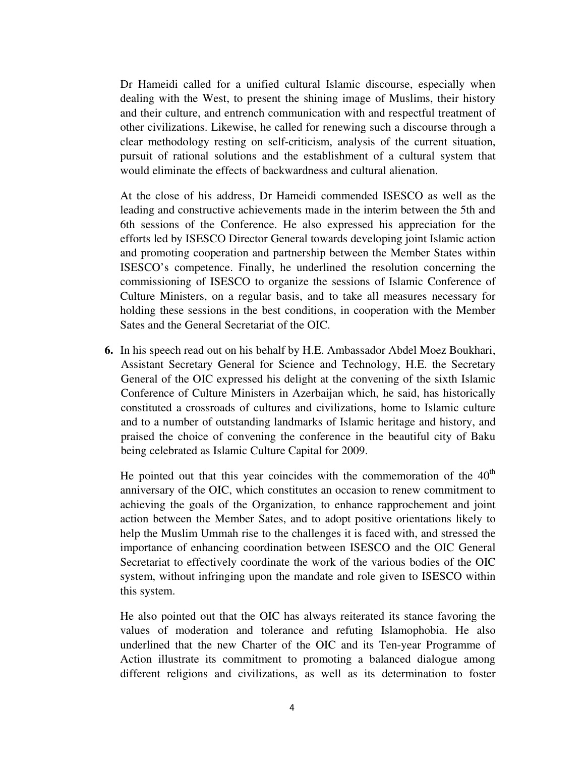Dr Hameidi called for a unified cultural Islamic discourse, especially when dealing with the West, to present the shining image of Muslims, their history and their culture, and entrench communication with and respectful treatment of other civilizations. Likewise, he called for renewing such a discourse through a clear methodology resting on self-criticism, analysis of the current situation, pursuit of rational solutions and the establishment of a cultural system that would eliminate the effects of backwardness and cultural alienation.

At the close of his address, Dr Hameidi commended ISESCO as well as the leading and constructive achievements made in the interim between the 5th and 6th sessions of the Conference. He also expressed his appreciation for the efforts led by ISESCO Director General towards developing joint Islamic action and promoting cooperation and partnership between the Member States within ISESCO's competence. Finally, he underlined the resolution concerning the commissioning of ISESCO to organize the sessions of Islamic Conference of Culture Ministers, on a regular basis, and to take all measures necessary for holding these sessions in the best conditions, in cooperation with the Member Sates and the General Secretariat of the OIC.

**6.** In his speech read out on his behalf by H.E. Ambassador Abdel Moez Boukhari, Assistant Secretary General for Science and Technology, H.E. the Secretary General of the OIC expressed his delight at the convening of the sixth Islamic Conference of Culture Ministers in Azerbaijan which, he said, has historically constituted a crossroads of cultures and civilizations, home to Islamic culture and to a number of outstanding landmarks of Islamic heritage and history, and praised the choice of convening the conference in the beautiful city of Baku being celebrated as Islamic Culture Capital for 2009.

He pointed out that this year coincides with the commemoration of the 40th anniversary of the OIC, which constitutes an occasion to renew commitment to achieving the goals of the Organization, to enhance rapprochement and joint action between the Member Sates, and to adopt positive orientations likely to help the Muslim Ummah rise to the challenges it is faced with, and stressed the importance of enhancing coordination between ISESCO and the OIC General Secretariat to effectively coordinate the work of the various bodies of the OIC system, without infringing upon the mandate and role given to ISESCO within this system.

He also pointed out that the OIC has always reiterated its stance favoring the values of moderation and tolerance and refuting Islamophobia. He also underlined that the new Charter of the OIC and its Ten-year Programme of Action illustrate its commitment to promoting a balanced dialogue among different religions and civilizations, as well as its determination to foster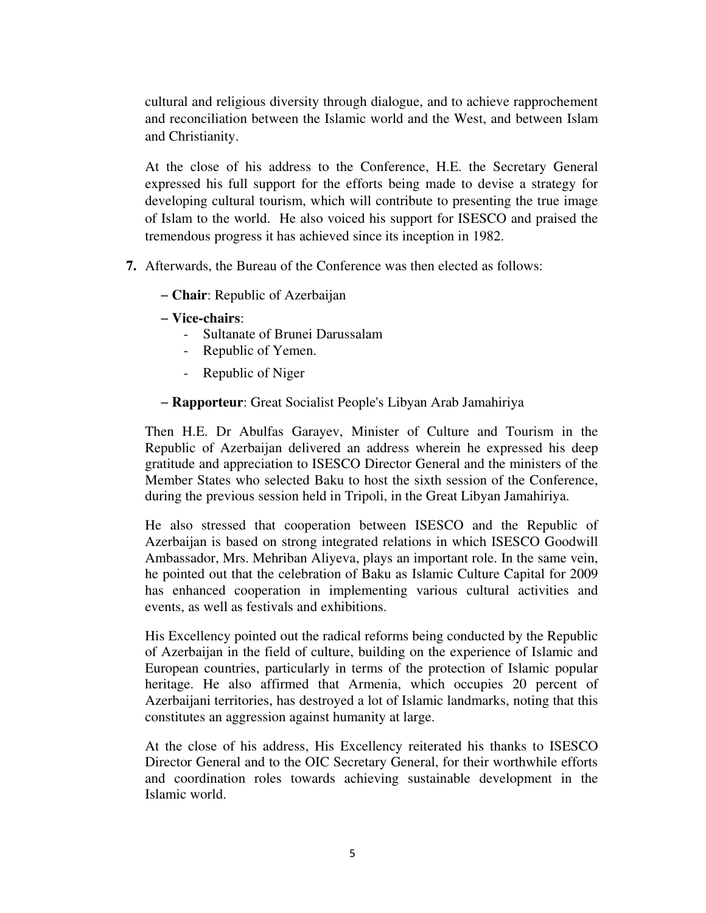cultural and religious diversity through dialogue, and to achieve rapprochement and reconciliation between the Islamic world and the West, and between Islam and Christianity.

At the close of his address to the Conference, H.E. the Secretary General expressed his full support for the efforts being made to devise a strategy for developing cultural tourism, which will contribute to presenting the true image of Islam to the world. He also voiced his support for ISESCO and praised the tremendous progress it has achieved since its inception in 1982.

**7.** Afterwards, the Bureau of the Conference was then elected as follows:

- **Chair**: Republic of Azerbaijan
- **Vice-chairs**:
  - Sultanate of Brunei Darussalam
  - Republic of Yemen.
  - Republic of Niger
- **Rapporteur**: Great Socialist People's Libyan Arab Jamahiriya

Then H.E. Dr Abulfas Garayev, Minister of Culture and Tourism in the Republic of Azerbaijan delivered an address wherein he expressed his deep gratitude and appreciation to ISESCO Director General and the ministers of the Member States who selected Baku to host the sixth session of the Conference, during the previous session held in Tripoli, in the Great Libyan Jamahiriya.

He also stressed that cooperation between ISESCO and the Republic of Azerbaijan is based on strong integrated relations in which ISESCO Goodwill Ambassador, Mrs. Mehriban Aliyeva, plays an important role. In the same vein, he pointed out that the celebration of Baku as Islamic Culture Capital for 2009 has enhanced cooperation in implementing various cultural activities and events, as well as festivals and exhibitions.

His Excellency pointed out the radical reforms being conducted by the Republic of Azerbaijan in the field of culture, building on the experience of Islamic and European countries, particularly in terms of the protection of Islamic popular heritage. He also affirmed that Armenia, which occupies 20 percent of Azerbaijani territories, has destroyed a lot of Islamic landmarks, noting that this constitutes an aggression against humanity at large.

At the close of his address, His Excellency reiterated his thanks to ISESCO Director General and to the OIC Secretary General, for their worthwhile efforts and coordination roles towards achieving sustainable development in the Islamic world.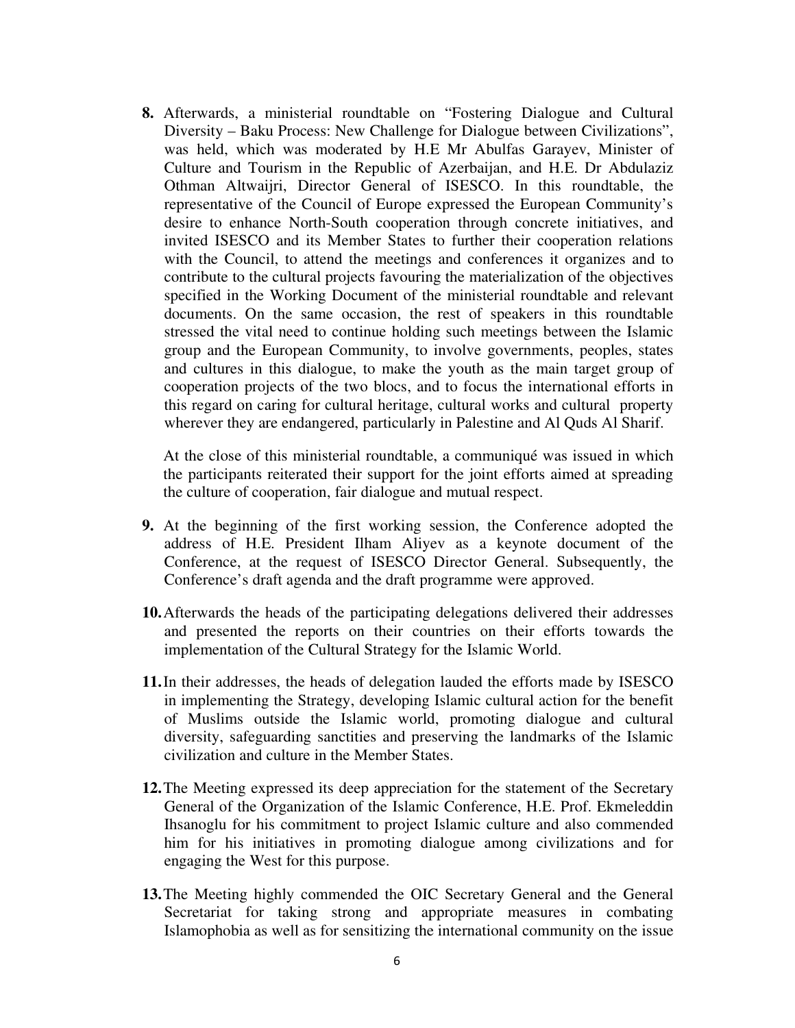**8.** Afterwards, a ministerial roundtable on "Fostering Dialogue and Cultural Diversity – Baku Process: New Challenge for Dialogue between Civilizations", was held, which was moderated by H.E Mr Abulfas Garayev, Minister of Culture and Tourism in the Republic of Azerbaijan, and H.E. Dr Abdulaziz Othman Altwaijri, Director General of ISESCO. In this roundtable, the representative of the Council of Europe expressed the European Community's desire to enhance North-South cooperation through concrete initiatives, and invited ISESCO and its Member States to further their cooperation relations with the Council, to attend the meetings and conferences it organizes and to contribute to the cultural projects favouring the materialization of the objectives specified in the Working Document of the ministerial roundtable and relevant documents. On the same occasion, the rest of speakers in this roundtable stressed the vital need to continue holding such meetings between the Islamic group and the European Community, to involve governments, peoples, states and cultures in this dialogue, to make the youth as the main target group of cooperation projects of the two blocs, and to focus the international efforts in this regard on caring for cultural heritage, cultural works and cultural property wherever they are endangered, particularly in Palestine and Al Quds Al Sharif.

At the close of this ministerial roundtable, a communiqué was issued in which the participants reiterated their support for the joint efforts aimed at spreading the culture of cooperation, fair dialogue and mutual respect.

**9.** At the beginning of the first working session, the Conference adopted the address of H.E. President Ilham Aliyev as a keynote document of the Conference, at the request of ISESCO Director General. Subsequently, the Conference's draft agenda and the draft programme were approved.

**10.** Afterwards the heads of the participating delegations delivered their addresses and presented the reports on their countries on their efforts towards the implementation of the Cultural Strategy for the Islamic World.

**11.** In their addresses, the heads of delegation lauded the efforts made by ISESCO in implementing the Strategy, developing Islamic cultural action for the benefit of Muslims outside the Islamic world, promoting dialogue and cultural diversity, safeguarding sanctities and preserving the landmarks of the Islamic civilization and culture in the Member States.

**12.** The Meeting expressed its deep appreciation for the statement of the Secretary General of the Organization of the Islamic Conference, H.E. Prof. Ekmeleddin Ihsanoglu for his commitment to project Islamic culture and also commended him for his initiatives in promoting dialogue among civilizations and for engaging the West for this purpose.

**13.** The Meeting highly commended the OIC Secretary General and the General Secretariat for taking strong and appropriate measures in combating Islamophobia as well as for sensitizing the international community on the issue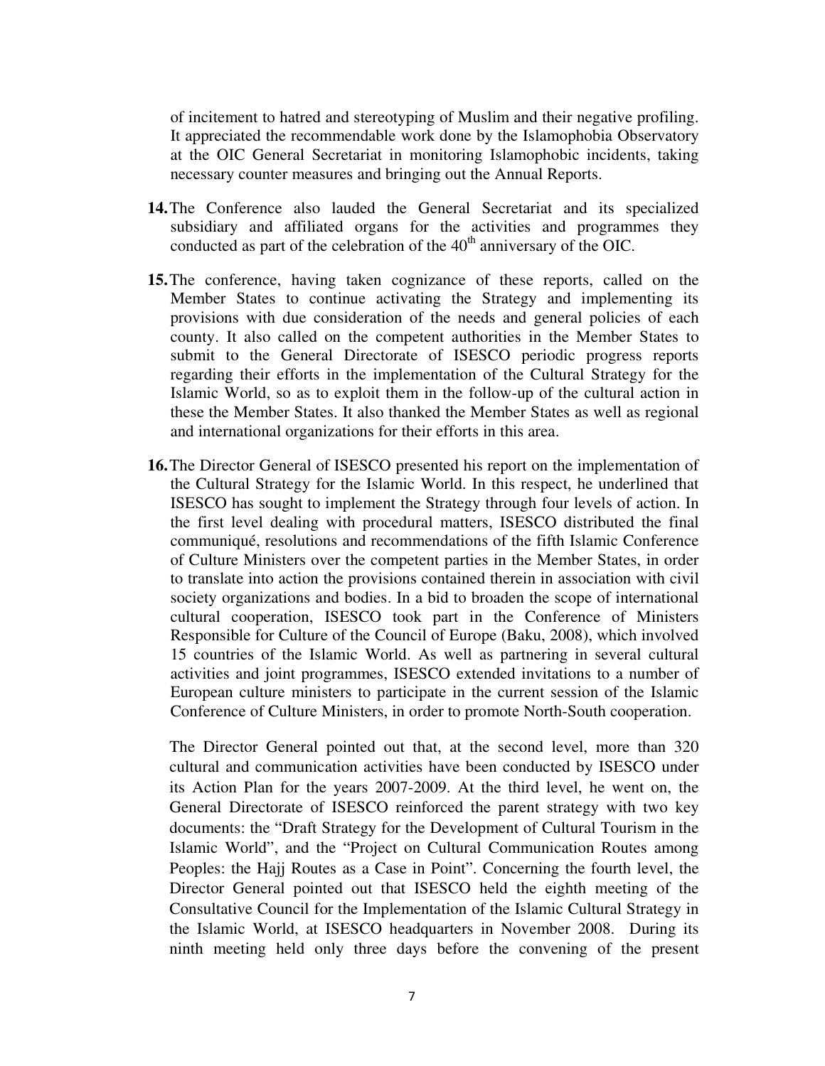of incitement to hatred and stereotyping of Muslim and their negative profiling. It appreciated the recommendable work done by the Islamophobia Observatory at the OIC General Secretariat in monitoring Islamophobic incidents, taking necessary counter measures and bringing out the Annual Reports.

**14.** The Conference also lauded the General Secretariat and its specialized subsidiary and affiliated organs for the activities and programmes they conducted as part of the celebration of the 40th anniversary of the OIC.

**15.** The conference, having taken cognizance of these reports, called on the Member States to continue activating the Strategy and implementing its provisions with due consideration of the needs and general policies of each county. It also called on the competent authorities in the Member States to submit to the General Directorate of ISESCO periodic progress reports regarding their efforts in the implementation of the Cultural Strategy for the Islamic World, so as to exploit them in the follow-up of the cultural action in these the Member States. It also thanked the Member States as well as regional and international organizations for their efforts in this area.

**16.** The Director General of ISESCO presented his report on the implementation of the Cultural Strategy for the Islamic World. In this respect, he underlined that ISESCO has sought to implement the Strategy through four levels of action. In the first level dealing with procedural matters, ISESCO distributed the final communiqué, resolutions and recommendations of the fifth Islamic Conference of Culture Ministers over the competent parties in the Member States, in order to translate into action the provisions contained therein in association with civil society organizations and bodies. In a bid to broaden the scope of international cultural cooperation, ISESCO took part in the Conference of Ministers Responsible for Culture of the Council of Europe (Baku, 2008), which involved 15 countries of the Islamic World. As well as partnering in several cultural activities and joint programmes, ISESCO extended invitations to a number of European culture ministers to participate in the current session of the Islamic Conference of Culture Ministers, in order to promote North-South cooperation.

The Director General pointed out that, at the second level, more than 320 cultural and communication activities have been conducted by ISESCO under its Action Plan for the years 2007-2009. At the third level, he went on, the General Directorate of ISESCO reinforced the parent strategy with two key documents: the "Draft Strategy for the Development of Cultural Tourism in the Islamic World", and the "Project on Cultural Communication Routes among Peoples: the Hajj Routes as a Case in Point". Concerning the fourth level, the Director General pointed out that ISESCO held the eighth meeting of the Consultative Council for the Implementation of the Islamic Cultural Strategy in the Islamic World, at ISESCO headquarters in November 2008. During its ninth meeting held only three days before the convening of the present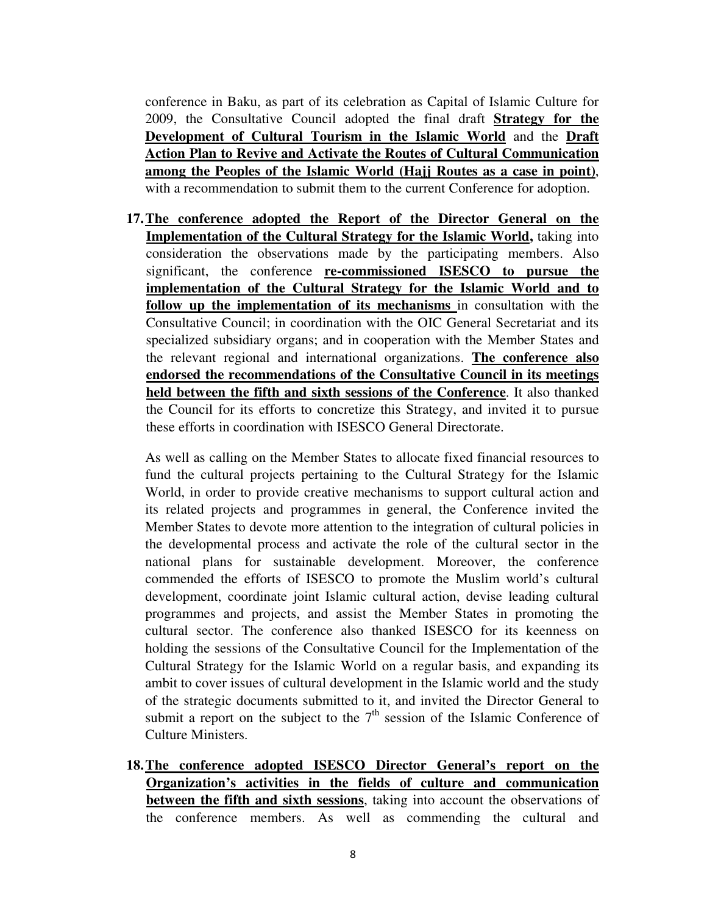conference in Baku, as part of its celebration as Capital of Islamic Culture for 2009, the Consultative Council adopted the final draft **Strategy for the Development of Cultural Tourism in the Islamic World** and the **Draft Action Plan to Revive and Activate the Routes of Cultural Communication among the Peoples of the Islamic World (Hajj Routes as a case in point)**, with a recommendation to submit them to the current Conference for adoption.

17. **The conference adopted the Report of the Director General on the Implementation of the Cultural Strategy for the Islamic World,** taking into consideration the observations made by the participating members. Also significant, the conference **re-commissioned ISESCO to pursue the implementation of the Cultural Strategy for the Islamic World and to follow up the implementation of its mechanisms** in consultation with the Consultative Council; in coordination with the OIC General Secretariat and its specialized subsidiary organs; and in cooperation with the Member States and the relevant regional and international organizations. **The conference also endorsed the recommendations of the Consultative Council in its meetings held between the fifth and sixth sessions of the Conference**. It also thanked the Council for its efforts to concretize this Strategy, and invited it to pursue these efforts in coordination with ISESCO General Directorate.

    As well as calling on the Member States to allocate fixed financial resources to fund the cultural projects pertaining to the Cultural Strategy for the Islamic World, in order to provide creative mechanisms to support cultural action and its related projects and programmes in general, the Conference invited the Member States to devote more attention to the integration of cultural policies in the developmental process and activate the role of the cultural sector in the national plans for sustainable development. Moreover, the conference commended the efforts of ISESCO to promote the Muslim world's cultural development, coordinate joint Islamic cultural action, devise leading cultural programmes and projects, and assist the Member States in promoting the cultural sector. The conference also thanked ISESCO for its keenness on holding the sessions of the Consultative Council for the Implementation of the Cultural Strategy for the Islamic World on a regular basis, and expanding its ambit to cover issues of cultural development in the Islamic world and the study of the strategic documents submitted to it, and invited the Director General to submit a report on the subject to the 7th session of the Islamic Conference of Culture Ministers.

18. **The conference adopted ISESCO Director General's report on the Organization's activities in the fields of culture and communication between the fifth and sixth sessions**, taking into account the observations of the conference members. As well as commending the cultural and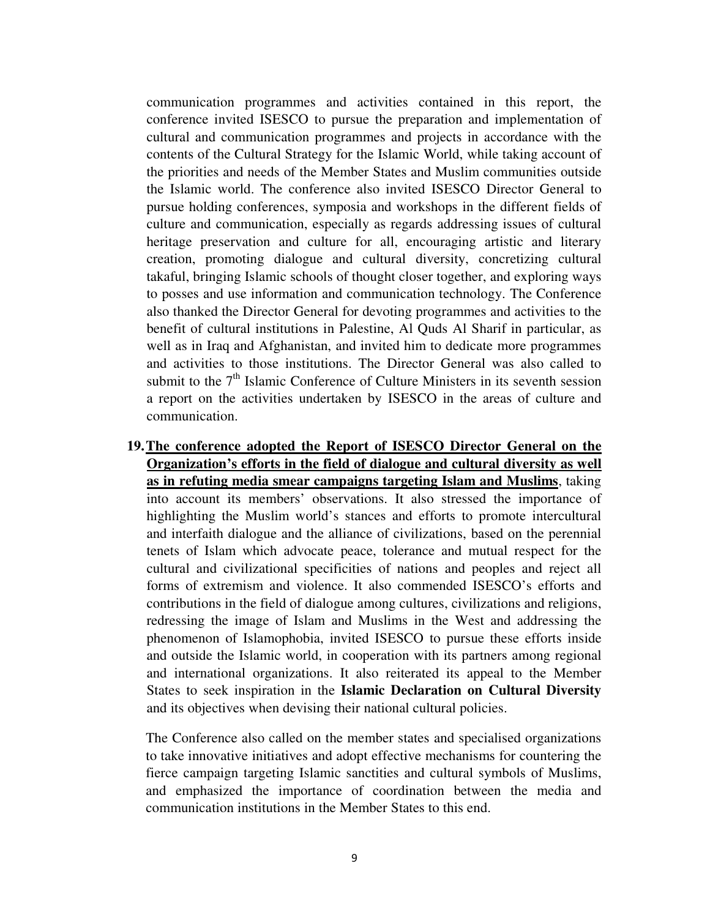communication programmes and activities contained in this report, the conference invited ISESCO to pursue the preparation and implementation of cultural and communication programmes and projects in accordance with the contents of the Cultural Strategy for the Islamic World, while taking account of the priorities and needs of the Member States and Muslim communities outside the Islamic world. The conference also invited ISESCO Director General to pursue holding conferences, symposia and workshops in the different fields of culture and communication, especially as regards addressing issues of cultural heritage preservation and culture for all, encouraging artistic and literary creation, promoting dialogue and cultural diversity, concretizing cultural takaful, bringing Islamic schools of thought closer together, and exploring ways to posses and use information and communication technology. The Conference also thanked the Director General for devoting programmes and activities to the benefit of cultural institutions in Palestine, Al Quds Al Sharif in particular, as well as in Iraq and Afghanistan, and invited him to dedicate more programmes and activities to those institutions. The Director General was also called to submit to the 7th Islamic Conference of Culture Ministers in its seventh session a report on the activities undertaken by ISESCO in the areas of culture and communication.

19. **<u>The conference adopted the Report of ISESCO Director General on the Organization's efforts in the field of dialogue and cultural diversity as well as in refuting media smear campaigns targeting Islam and Muslims</u>**, taking into account its members' observations. It also stressed the importance of highlighting the Muslim world's stances and efforts to promote intercultural and interfaith dialogue and the alliance of civilizations, based on the perennial tenets of Islam which advocate peace, tolerance and mutual respect for the cultural and civilizational specificities of nations and peoples and reject all forms of extremism and violence. It also commended ISESCO's efforts and contributions in the field of dialogue among cultures, civilizations and religions, redressing the image of Islam and Muslims in the West and addressing the phenomenon of Islamophobia, invited ISESCO to pursue these efforts inside and outside the Islamic world, in cooperation with its partners among regional and international organizations. It also reiterated its appeal to the Member States to seek inspiration in the **Islamic Declaration on Cultural Diversity** and its objectives when devising their national cultural policies.

    The Conference also called on the member states and specialised organizations to take innovative initiatives and adopt effective mechanisms for countering the fierce campaign targeting Islamic sanctities and cultural symbols of Muslims, and emphasized the importance of coordination between the media and communication institutions in the Member States to this end.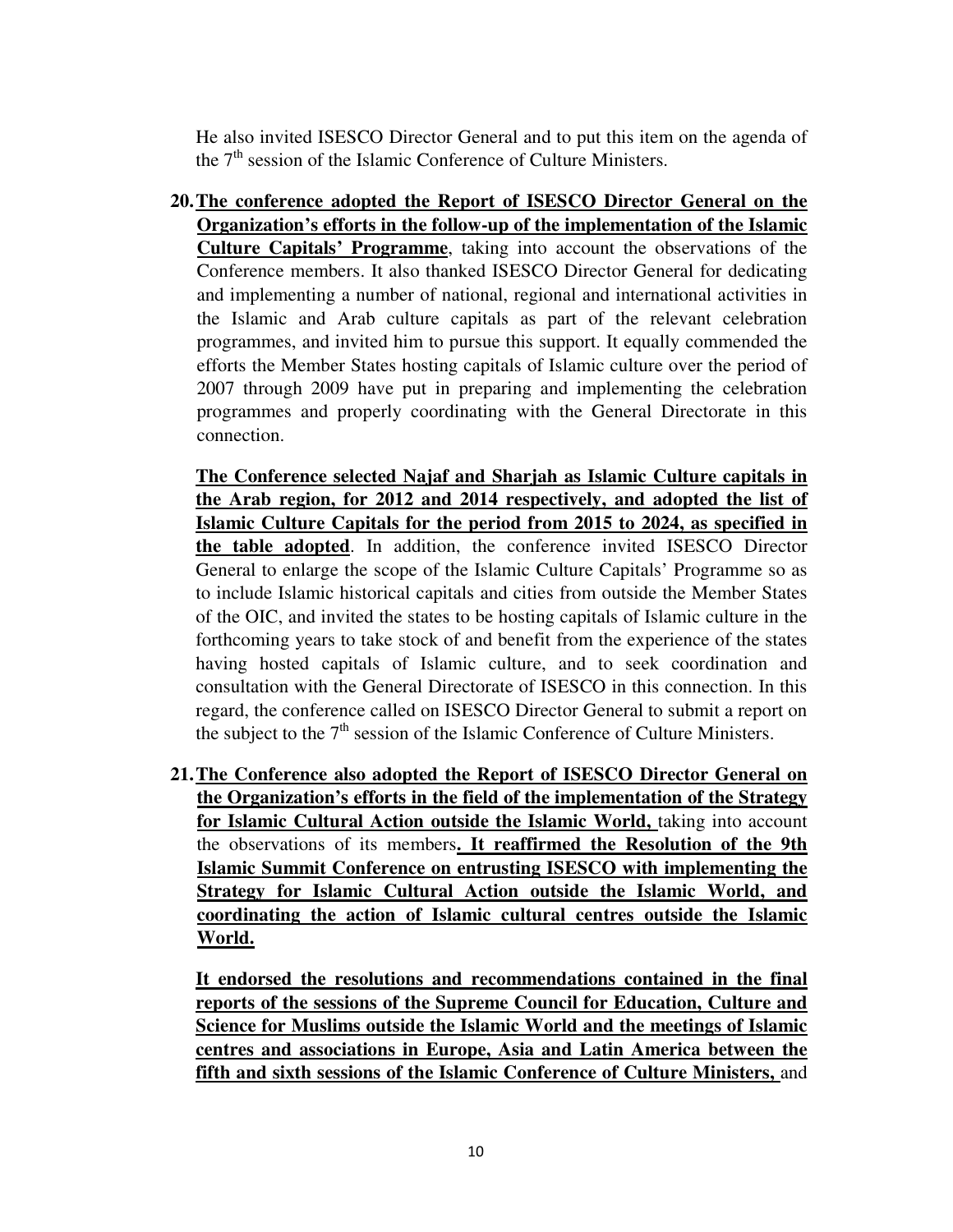He also invited ISESCO Director General and to put this item on the agenda of the 7th session of the Islamic Conference of Culture Ministers.

20. **The conference adopted the Report of ISESCO Director General on the Organization's efforts in the follow-up of the implementation of the Islamic Culture Capitals' Programme**, taking into account the observations of the Conference members. It also thanked ISESCO Director General for dedicating and implementing a number of national, regional and international activities in the Islamic and Arab culture capitals as part of the relevant celebration programmes, and invited him to pursue this support. It equally commended the efforts the Member States hosting capitals of Islamic culture over the period of 2007 through 2009 have put in preparing and implementing the celebration programmes and properly coordinating with the General Directorate in this connection.

    **The Conference selected Najaf and Sharjah as Islamic Culture capitals in the Arab region, for 2012 and 2014 respectively, and adopted the list of Islamic Culture Capitals for the period from 2015 to 2024, as specified in the table adopted**. In addition, the conference invited ISESCO Director General to enlarge the scope of the Islamic Culture Capitals' Programme so as to include Islamic historical capitals and cities from outside the Member States of the OIC, and invited the states to be hosting capitals of Islamic culture in the forthcoming years to take stock of and benefit from the experience of the states having hosted capitals of Islamic culture, and to seek coordination and consultation with the General Directorate of ISESCO in this connection. In this regard, the conference called on ISESCO Director General to submit a report on the subject to the 7th session of the Islamic Conference of Culture Ministers.

21. **The Conference also adopted the Report of ISESCO Director General on the Organization's efforts in the field of the implementation of the Strategy for Islamic Cultural Action outside the Islamic World,** taking into account the observations of its members**. It reaffirmed the Resolution of the 9th Islamic Summit Conference on entrusting ISESCO with implementing the Strategy for Islamic Cultural Action outside the Islamic World, and coordinating the action of Islamic cultural centres outside the Islamic World.**

    **It endorsed the resolutions and recommendations contained in the final reports of the sessions of the Supreme Council for Education, Culture and Science for Muslims outside the Islamic World and the meetings of Islamic centres and associations in Europe, Asia and Latin America between the fifth and sixth sessions of the Islamic Conference of Culture Ministers,** and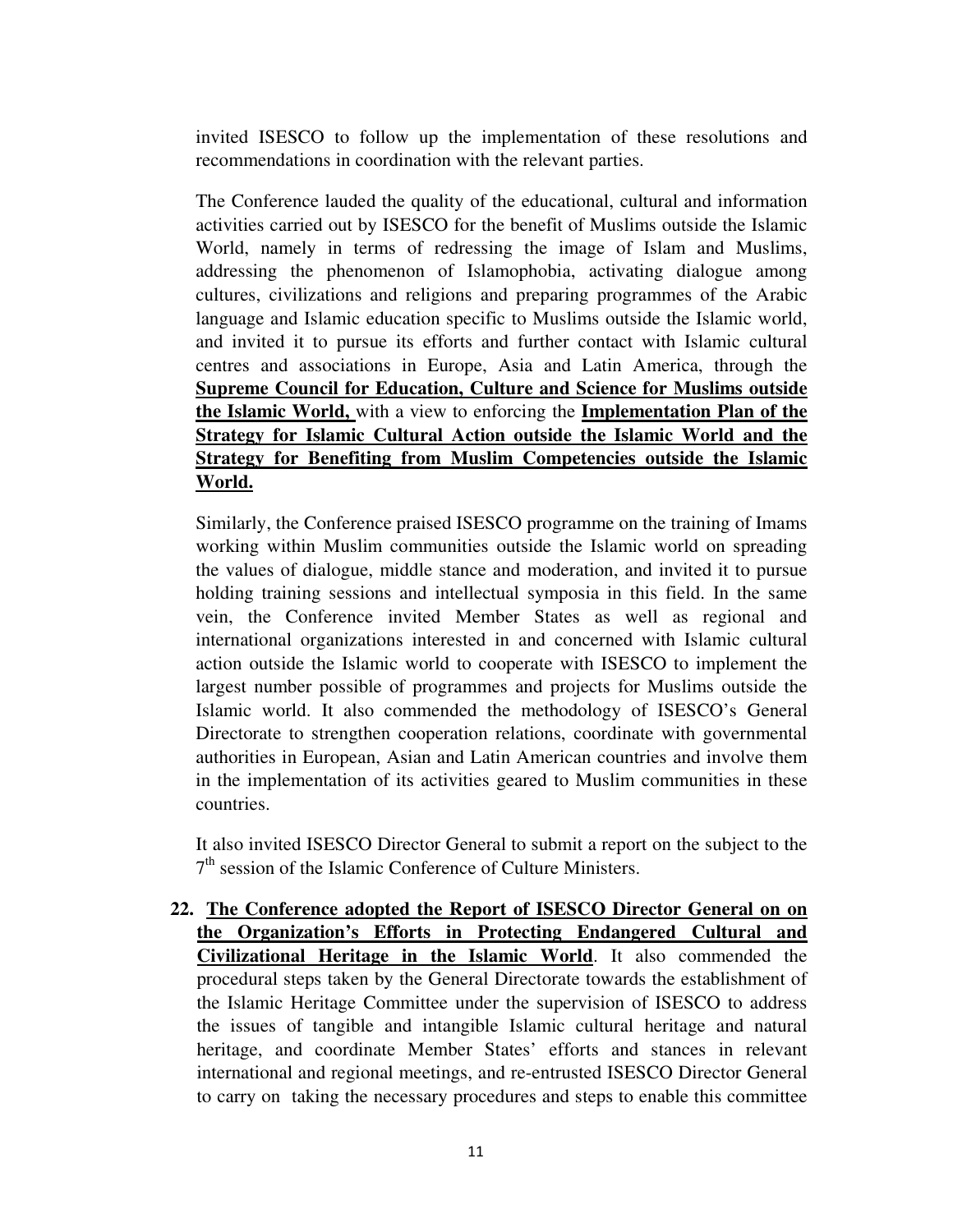invited ISESCO to follow up the implementation of these resolutions and recommendations in coordination with the relevant parties.

The Conference lauded the quality of the educational, cultural and information activities carried out by ISESCO for the benefit of Muslims outside the Islamic World, namely in terms of redressing the image of Islam and Muslims, addressing the phenomenon of Islamophobia, activating dialogue among cultures, civilizations and religions and preparing programmes of the Arabic language and Islamic education specific to Muslims outside the Islamic world, and invited it to pursue its efforts and further contact with Islamic cultural centres and associations in Europe, Asia and Latin America, through the **Supreme Council for Education, Culture and Science for Muslims outside the Islamic World,** with a view to enforcing the **Implementation Plan of the Strategy for Islamic Cultural Action outside the Islamic World and the Strategy for Benefiting from Muslim Competencies outside the Islamic World.**

Similarly, the Conference praised ISESCO programme on the training of Imams working within Muslim communities outside the Islamic world on spreading the values of dialogue, middle stance and moderation, and invited it to pursue holding training sessions and intellectual symposia in this field. In the same vein, the Conference invited Member States as well as regional and international organizations interested in and concerned with Islamic cultural action outside the Islamic world to cooperate with ISESCO to implement the largest number possible of programmes and projects for Muslims outside the Islamic world. It also commended the methodology of ISESCO's General Directorate to strengthen cooperation relations, coordinate with governmental authorities in European, Asian and Latin American countries and involve them in the implementation of its activities geared to Muslim communities in these countries.

It also invited ISESCO Director General to submit a report on the subject to the 7th session of the Islamic Conference of Culture Ministers.

22. **The Conference adopted the Report of ISESCO Director General on on the Organization's Efforts in Protecting Endangered Cultural and Civilizational Heritage in the Islamic World**. It also commended the procedural steps taken by the General Directorate towards the establishment of the Islamic Heritage Committee under the supervision of ISESCO to address the issues of tangible and intangible Islamic cultural heritage and natural heritage, and coordinate Member States' efforts and stances in relevant international and regional meetings, and re-entrusted ISESCO Director General to carry on taking the necessary procedures and steps to enable this committee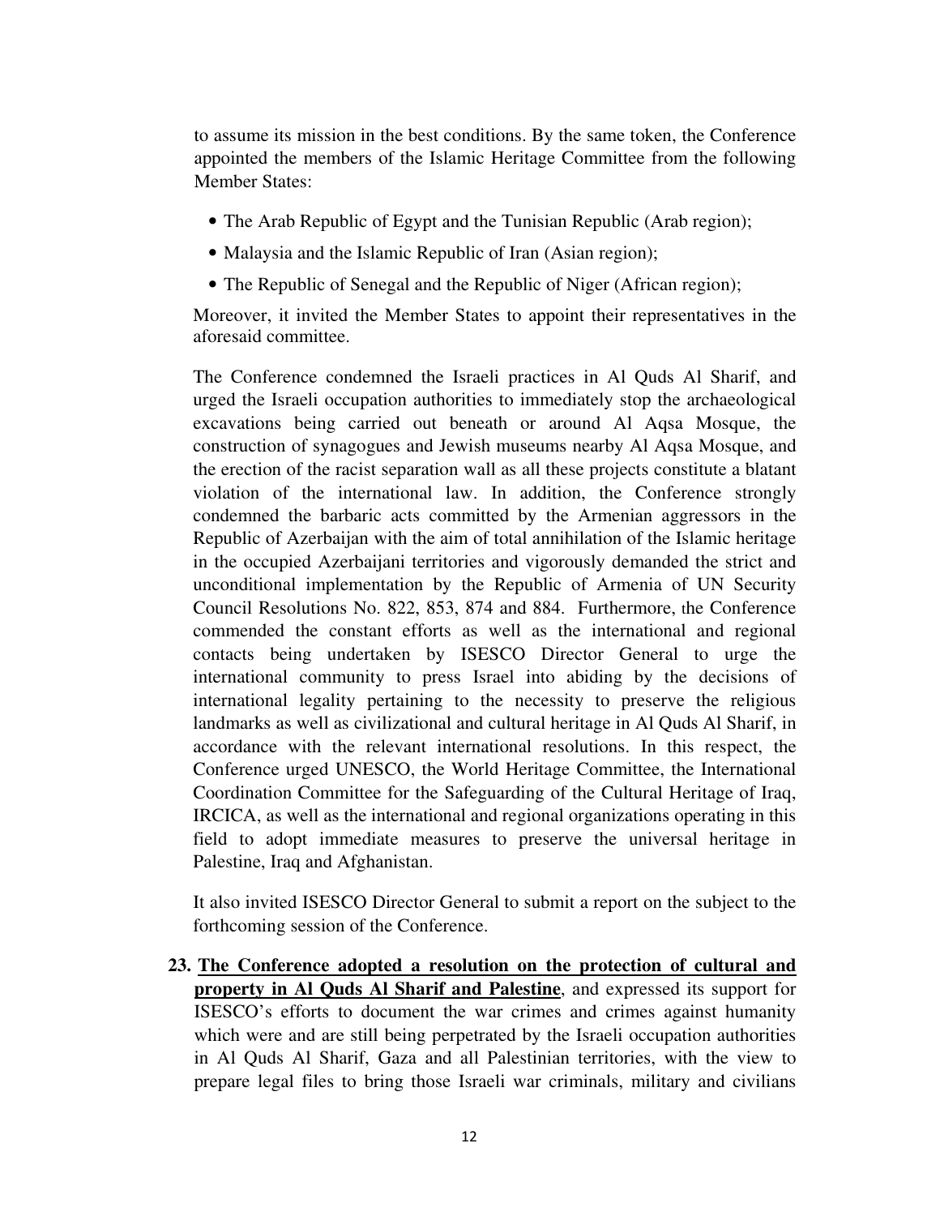to assume its mission in the best conditions. By the same token, the Conference appointed the members of the Islamic Heritage Committee from the following Member States:

- The Arab Republic of Egypt and the Tunisian Republic (Arab region);
- Malaysia and the Islamic Republic of Iran (Asian region);
- The Republic of Senegal and the Republic of Niger (African region);

Moreover, it invited the Member States to appoint their representatives in the aforesaid committee.

The Conference condemned the Israeli practices in Al Quds Al Sharif, and urged the Israeli occupation authorities to immediately stop the archaeological excavations being carried out beneath or around Al Aqsa Mosque, the construction of synagogues and Jewish museums nearby Al Aqsa Mosque, and the erection of the racist separation wall as all these projects constitute a blatant violation of the international law. In addition, the Conference strongly condemned the barbaric acts committed by the Armenian aggressors in the Republic of Azerbaijan with the aim of total annihilation of the Islamic heritage in the occupied Azerbaijani territories and vigorously demanded the strict and unconditional implementation by the Republic of Armenia of UN Security Council Resolutions No. 822, 853, 874 and 884. Furthermore, the Conference commended the constant efforts as well as the international and regional contacts being undertaken by ISESCO Director General to urge the international community to press Israel into abiding by the decisions of international legality pertaining to the necessity to preserve the religious landmarks as well as civilizational and cultural heritage in Al Quds Al Sharif, in accordance with the relevant international resolutions. In this respect, the Conference urged UNESCO, the World Heritage Committee, the International Coordination Committee for the Safeguarding of the Cultural Heritage of Iraq, IRCICA, as well as the international and regional organizations operating in this field to adopt immediate measures to preserve the universal heritage in Palestine, Iraq and Afghanistan.

It also invited ISESCO Director General to submit a report on the subject to the forthcoming session of the Conference.

23. **The Conference adopted a resolution on the protection of cultural and property in Al Quds Al Sharif and Palestine**, and expressed its support for ISESCO's efforts to document the war crimes and crimes against humanity which were and are still being perpetrated by the Israeli occupation authorities in Al Quds Al Sharif, Gaza and all Palestinian territories, with the view to prepare legal files to bring those Israeli war criminals, military and civilians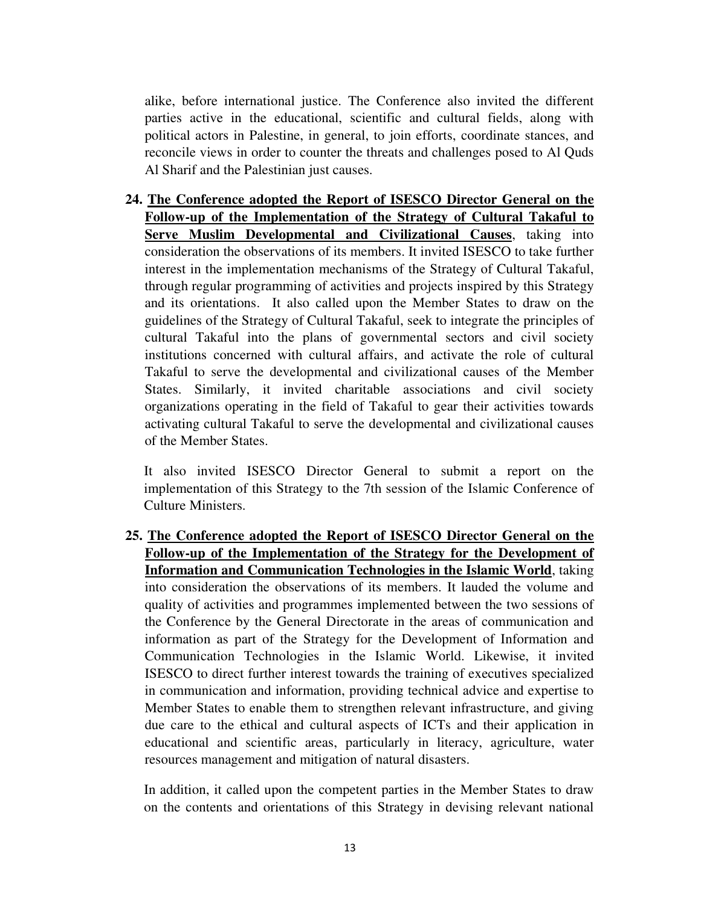alike, before international justice. The Conference also invited the different parties active in the educational, scientific and cultural fields, along with political actors in Palestine, in general, to join efforts, coordinate stances, and reconcile views in order to counter the threats and challenges posed to Al Quds Al Sharif and the Palestinian just causes.

24. **The Conference adopted the Report of ISESCO Director General on the Follow-up of the Implementation of the Strategy of Cultural Takaful to Serve Muslim Developmental and Civilizational Causes**, taking into consideration the observations of its members. It invited ISESCO to take further interest in the implementation mechanisms of the Strategy of Cultural Takaful, through regular programming of activities and projects inspired by this Strategy and its orientations. It also called upon the Member States to draw on the guidelines of the Strategy of Cultural Takaful, seek to integrate the principles of cultural Takaful into the plans of governmental sectors and civil society institutions concerned with cultural affairs, and activate the role of cultural Takaful to serve the developmental and civilizational causes of the Member States. Similarly, it invited charitable associations and civil society organizations operating in the field of Takaful to gear their activities towards activating cultural Takaful to serve the developmental and civilizational causes of the Member States.

    It also invited ISESCO Director General to submit a report on the implementation of this Strategy to the 7th session of the Islamic Conference of Culture Ministers.

25. **The Conference adopted the Report of ISESCO Director General on the Follow-up of the Implementation of the Strategy for the Development of Information and Communication Technologies in the Islamic World**, taking into consideration the observations of its members. It lauded the volume and quality of activities and programmes implemented between the two sessions of the Conference by the General Directorate in the areas of communication and information as part of the Strategy for the Development of Information and Communication Technologies in the Islamic World. Likewise, it invited ISESCO to direct further interest towards the training of executives specialized in communication and information, providing technical advice and expertise to Member States to enable them to strengthen relevant infrastructure, and giving due care to the ethical and cultural aspects of ICTs and their application in educational and scientific areas, particularly in literacy, agriculture, water resources management and mitigation of natural disasters.

    In addition, it called upon the competent parties in the Member States to draw on the contents and orientations of this Strategy in devising relevant national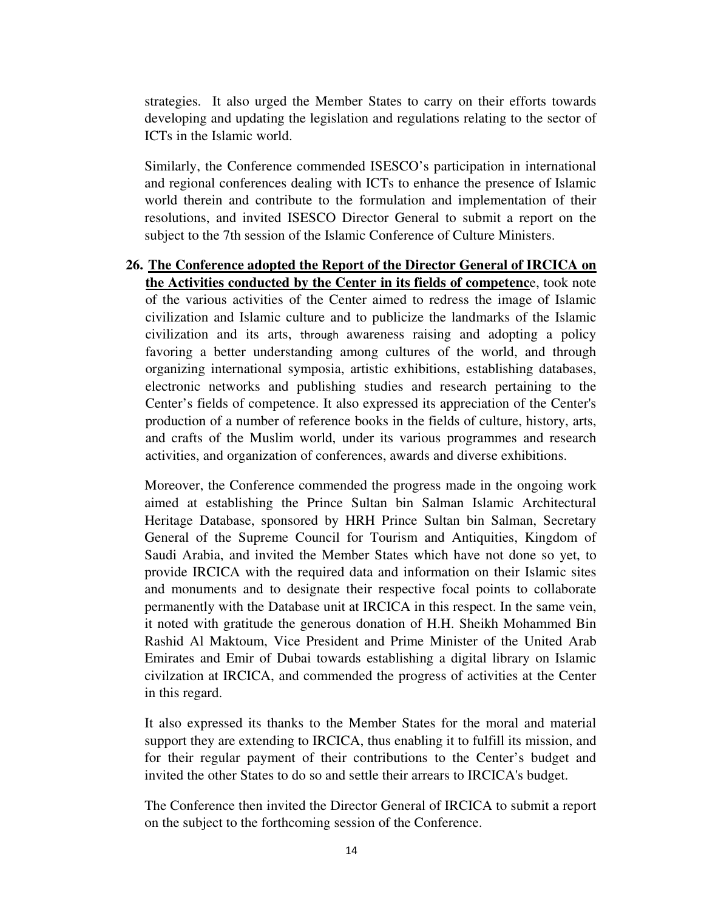strategies. It also urged the Member States to carry on their efforts towards developing and updating the legislation and regulations relating to the sector of ICTs in the Islamic world.

Similarly, the Conference commended ISESCO's participation in international and regional conferences dealing with ICTs to enhance the presence of Islamic world therein and contribute to the formulation and implementation of their resolutions, and invited ISESCO Director General to submit a report on the subject to the 7th session of the Islamic Conference of Culture Ministers.

26. **The Conference adopted the Report of the Director General of IRCICA on the Activities conducted by the Center in its fields of competenc**e, took note of the various activities of the Center aimed to redress the image of Islamic civilization and Islamic culture and to publicize the landmarks of the Islamic civilization and its arts, through awareness raising and adopting a policy favoring a better understanding among cultures of the world, and through organizing international symposia, artistic exhibitions, establishing databases, electronic networks and publishing studies and research pertaining to the Center's fields of competence. It also expressed its appreciation of the Center's production of a number of reference books in the fields of culture, history, arts, and crafts of the Muslim world, under its various programmes and research activities, and organization of conferences, awards and diverse exhibitions.

   Moreover, the Conference commended the progress made in the ongoing work aimed at establishing the Prince Sultan bin Salman Islamic Architectural Heritage Database, sponsored by HRH Prince Sultan bin Salman, Secretary General of the Supreme Council for Tourism and Antiquities, Kingdom of Saudi Arabia, and invited the Member States which have not done so yet, to provide IRCICA with the required data and information on their Islamic sites and monuments and to designate their respective focal points to collaborate permanently with the Database unit at IRCICA in this respect. In the same vein, it noted with gratitude the generous donation of H.H. Sheikh Mohammed Bin Rashid Al Maktoum, Vice President and Prime Minister of the United Arab Emirates and Emir of Dubai towards establishing a digital library on Islamic civilzation at IRCICA, and commended the progress of activities at the Center in this regard.

   It also expressed its thanks to the Member States for the moral and material support they are extending to IRCICA, thus enabling it to fulfill its mission, and for their regular payment of their contributions to the Center's budget and invited the other States to do so and settle their arrears to IRCICA's budget.

   The Conference then invited the Director General of IRCICA to submit a report on the subject to the forthcoming session of the Conference.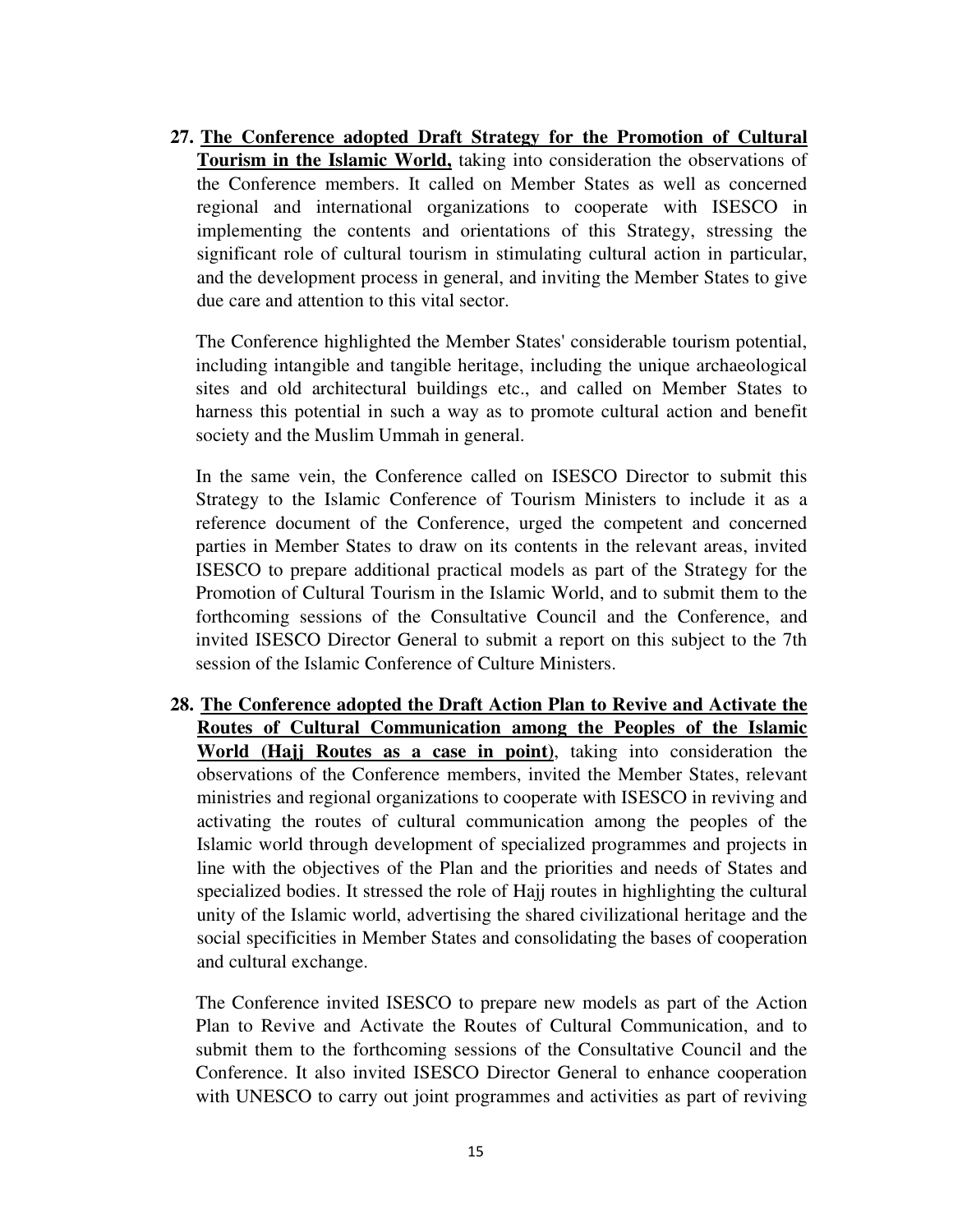**27. <u>The Conference adopted Draft Strategy for the Promotion of Cultural Tourism in the Islamic World,</u>** taking into consideration the observations of the Conference members. It called on Member States as well as concerned regional and international organizations to cooperate with ISESCO in implementing the contents and orientations of this Strategy, stressing the significant role of cultural tourism in stimulating cultural action in particular, and the development process in general, and inviting the Member States to give due care and attention to this vital sector.

The Conference highlighted the Member States' considerable tourism potential, including intangible and tangible heritage, including the unique archaeological sites and old architectural buildings etc., and called on Member States to harness this potential in such a way as to promote cultural action and benefit society and the Muslim Ummah in general.

In the same vein, the Conference called on ISESCO Director to submit this Strategy to the Islamic Conference of Tourism Ministers to include it as a reference document of the Conference, urged the competent and concerned parties in Member States to draw on its contents in the relevant areas, invited ISESCO to prepare additional practical models as part of the Strategy for the Promotion of Cultural Tourism in the Islamic World, and to submit them to the forthcoming sessions of the Consultative Council and the Conference, and invited ISESCO Director General to submit a report on this subject to the 7th session of the Islamic Conference of Culture Ministers.

**28. <u>The Conference adopted the Draft Action Plan to Revive and Activate the Routes of Cultural Communication among the Peoples of the Islamic World (Hajj Routes as a case in point)</u>**, taking into consideration the observations of the Conference members, invited the Member States, relevant ministries and regional organizations to cooperate with ISESCO in reviving and activating the routes of cultural communication among the peoples of the Islamic world through development of specialized programmes and projects in line with the objectives of the Plan and the priorities and needs of States and specialized bodies. It stressed the role of Hajj routes in highlighting the cultural unity of the Islamic world, advertising the shared civilizational heritage and the social specificities in Member States and consolidating the bases of cooperation and cultural exchange.

The Conference invited ISESCO to prepare new models as part of the Action Plan to Revive and Activate the Routes of Cultural Communication, and to submit them to the forthcoming sessions of the Consultative Council and the Conference. It also invited ISESCO Director General to enhance cooperation with UNESCO to carry out joint programmes and activities as part of reviving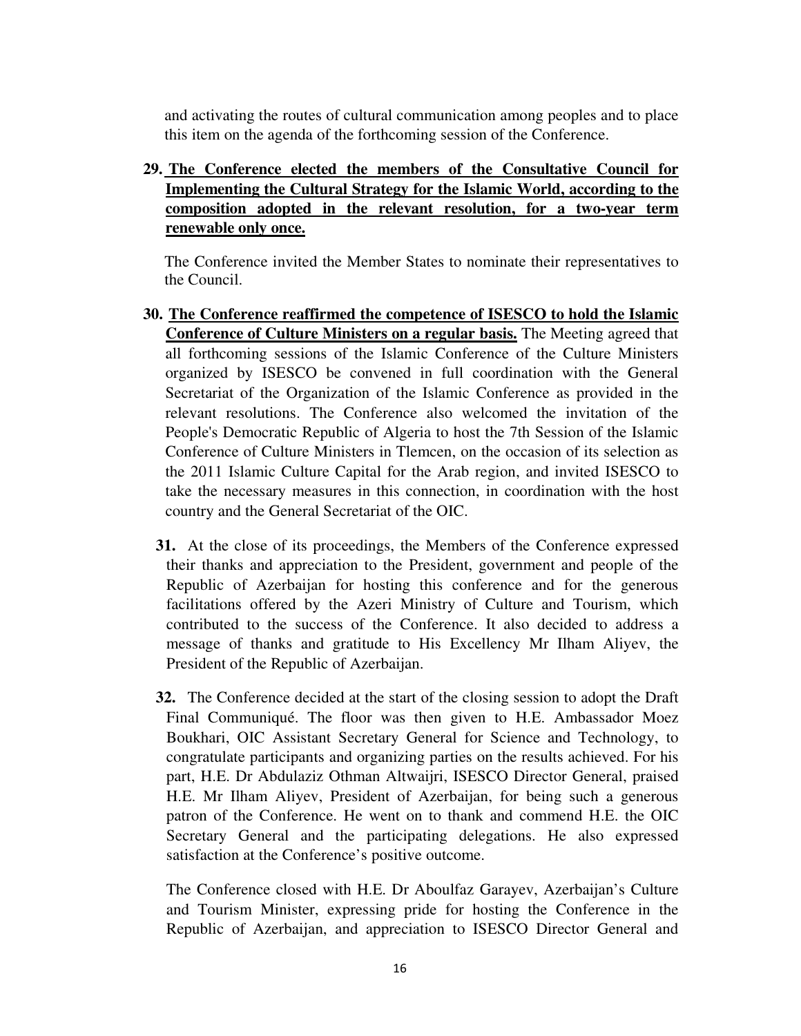and activating the routes of cultural communication among peoples and to place this item on the agenda of the forthcoming session of the Conference.

29. **<u>The Conference elected the members of the Consultative Council for Implementing the Cultural Strategy for the Islamic World, according to the composition adopted in the relevant resolution, for a two-year term renewable only once.</u>**

    The Conference invited the Member States to nominate their representatives to the Council.

30. **<u>The Conference reaffirmed the competence of ISESCO to hold the Islamic Conference of Culture Ministers on a regular basis.</u>** The Meeting agreed that all forthcoming sessions of the Islamic Conference of the Culture Ministers organized by ISESCO be convened in full coordination with the General Secretariat of the Organization of the Islamic Conference as provided in the relevant resolutions. The Conference also welcomed the invitation of the People's Democratic Republic of Algeria to host the 7th Session of the Islamic Conference of Culture Ministers in Tlemcen, on the occasion of its selection as the 2011 Islamic Culture Capital for the Arab region, and invited ISESCO to take the necessary measures in this connection, in coordination with the host country and the General Secretariat of the OIC.

31. At the close of its proceedings, the Members of the Conference expressed their thanks and appreciation to the President, government and people of the Republic of Azerbaijan for hosting this conference and for the generous facilitations offered by the Azeri Ministry of Culture and Tourism, which contributed to the success of the Conference. It also decided to address a message of thanks and gratitude to His Excellency Mr Ilham Aliyev, the President of the Republic of Azerbaijan.

32. The Conference decided at the start of the closing session to adopt the Draft Final Communiqué. The floor was then given to H.E. Ambassador Moez Boukhari, OIC Assistant Secretary General for Science and Technology, to congratulate participants and organizing parties on the results achieved. For his part, H.E. Dr Abdulaziz Othman Altwaijri, ISESCO Director General, praised H.E. Mr Ilham Aliyev, President of Azerbaijan, for being such a generous patron of the Conference. He went on to thank and commend H.E. the OIC Secretary General and the participating delegations. He also expressed satisfaction at the Conference's positive outcome.

    The Conference closed with H.E. Dr Aboulfaz Garayev, Azerbaijan's Culture and Tourism Minister, expressing pride for hosting the Conference in the Republic of Azerbaijan, and appreciation to ISESCO Director General and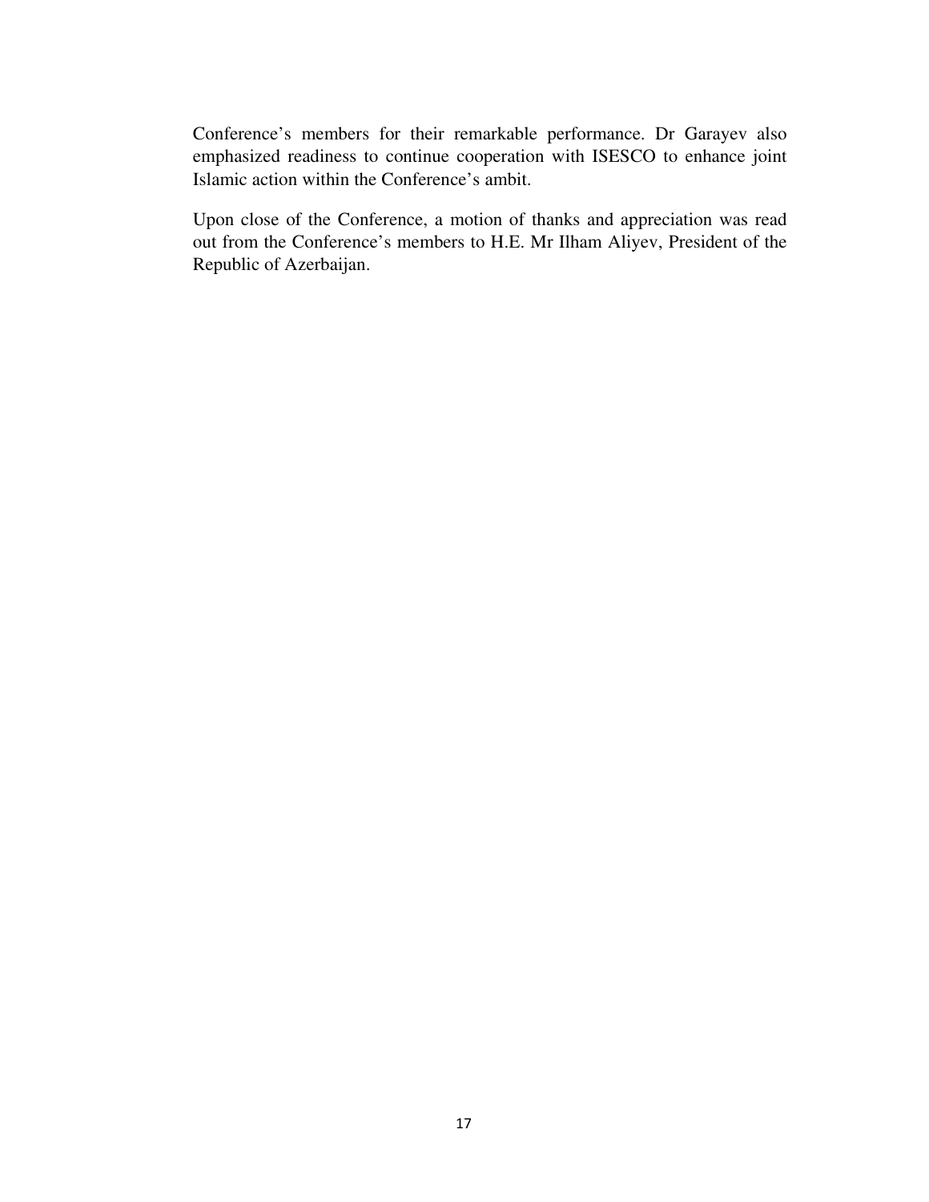Conference's members for their remarkable performance. Dr Garayev also emphasized readiness to continue cooperation with ISESCO to enhance joint Islamic action within the Conference's ambit.

Upon close of the Conference, a motion of thanks and appreciation was read out from the Conference's members to H.E. Mr Ilham Aliyev, President of the Republic of Azerbaijan.